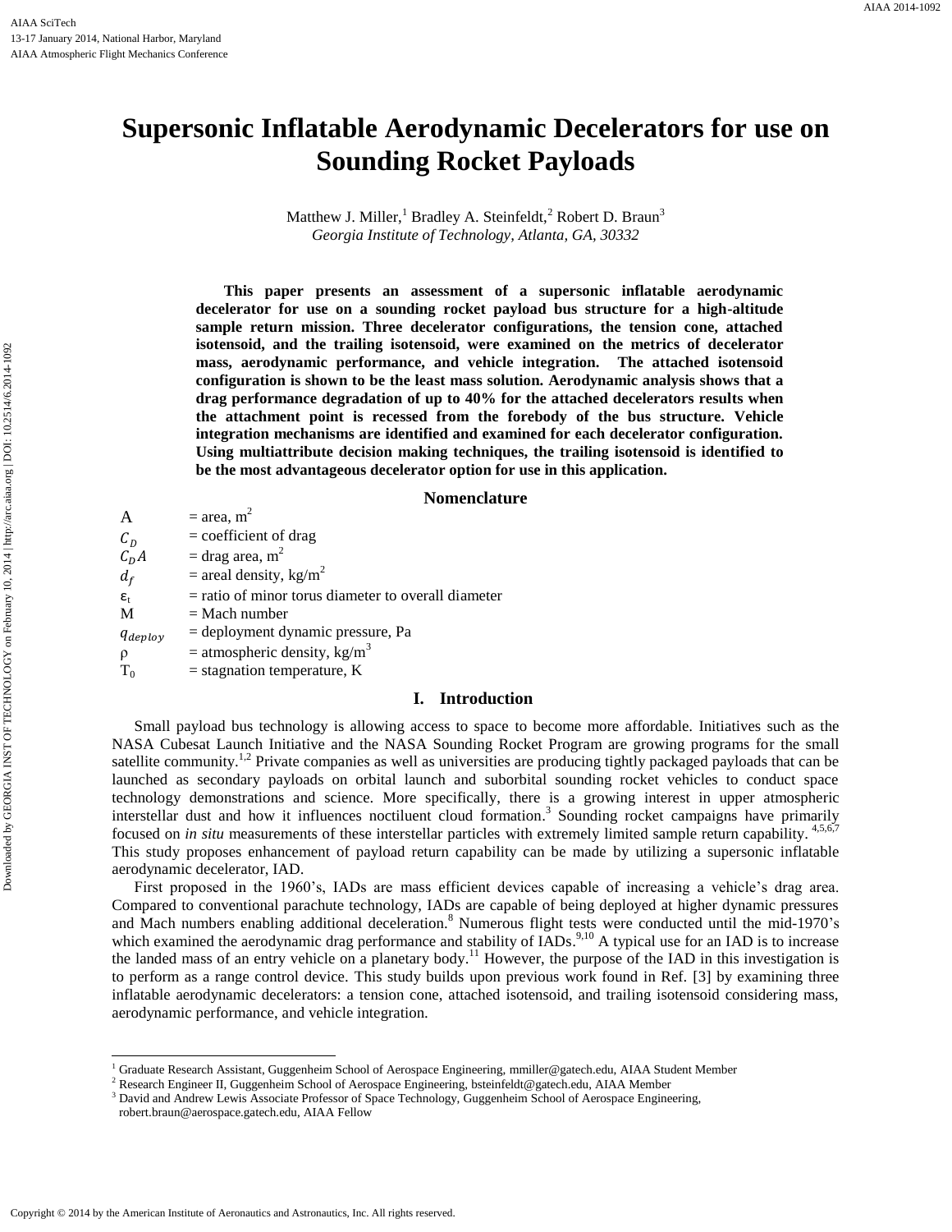# Supersonic Inflatable Aerodynamic Decelerators for use on Sounding Rocket Payloads

Matthew J. Miller,[1] Bradley A. Steinfeldt,[2] Robert D. Braun[3]
*Georgia Institute of Technology, Atlanta, GA, 30332*

**This paper presents an assessment of a supersonic inflatable aerodynamic decelerator for use on a sounding rocket payload bus structure for a high-altitude sample return mission. Three decelerator configurations, the tension cone, attached isotensoid, and the trailing isotensoid, were examined on the metrics of decelerator mass, aerodynamic performance, and vehicle integration. The attached isotensoid configuration is shown to be the least mass solution. Aerodynamic analysis shows that a drag performance degradation of up to 40% for the attached decelerators results when the attachment point is recessed from the forebody of the bus structure. Vehicle integration mechanisms are identified and examined for each decelerator configuration. Using multiattribute decision making techniques, the trailing isotensoid is identified to be the most advantageous decelerator option for use in this application.**

## Nomenclature

| | |
|---|---|
| A | = area, m$^2$ |
| $C_D$ | = coefficient of drag |
| $C_DA$ | = drag area, m$^2$ |
| $d_f$ | = areal density, kg/m$^2$ |
| $\varepsilon_t$ | = ratio of minor torus diameter to overall diameter |
| M | = Mach number |
| $q_{deploy}$ | = deployment dynamic pressure, Pa |
| ρ | = atmospheric density, kg/m$^3$ |
| $T_0$ | = stagnation temperature, K |

## I. Introduction

Small payload bus technology is allowing access to space to become more affordable. Initiatives such as the NASA Cubesat Launch Initiative and the NASA Sounding Rocket Program are growing programs for the small satellite community.[1,2] Private companies as well as universities are producing tightly packaged payloads that can be launched as secondary payloads on orbital launch and suborbital sounding rocket vehicles to conduct space technology demonstrations and science. More specifically, there is a growing interest in upper atmospheric interstellar dust and how it influences noctiluent cloud formation.[3] Sounding rocket campaigns have primarily focused on *in situ* measurements of these interstellar particles with extremely limited sample return capability.[4,5,6,7] This study proposes enhancement of payload return capability can be made by utilizing a supersonic inflatable aerodynamic decelerator, IAD.

First proposed in the 1960's, IADs are mass efficient devices capable of increasing a vehicle's drag area. Compared to conventional parachute technology, IADs are capable of being deployed at higher dynamic pressures and Mach numbers enabling additional deceleration.[8] Numerous flight tests were conducted until the mid-1970's which examined the aerodynamic drag performance and stability of IADs.[9,10] A typical use for an IAD is to increase the landed mass of an entry vehicle on a planetary body.[11] However, the purpose of the IAD in this investigation is to perform as a range control device. This study builds upon previous work found in Ref. [3] by examining three inflatable aerodynamic decelerators: a tension cone, attached isotensoid, and trailing isotensoid considering mass, aerodynamic performance, and vehicle integration.

---

[1] Graduate Research Assistant, Guggenheim School of Aerospace Engineering, mmiller@gatech.edu, AIAA Student Member
[2] Research Engineer II, Guggenheim School of Aerospace Engineering, bsteinfeldt@gatech.edu, AIAA Member
[3] David and Andrew Lewis Associate Professor of Space Technology, Guggenheim School of Aerospace Engineering, robert.braun@aerospace.gatech.edu, AIAA Fellow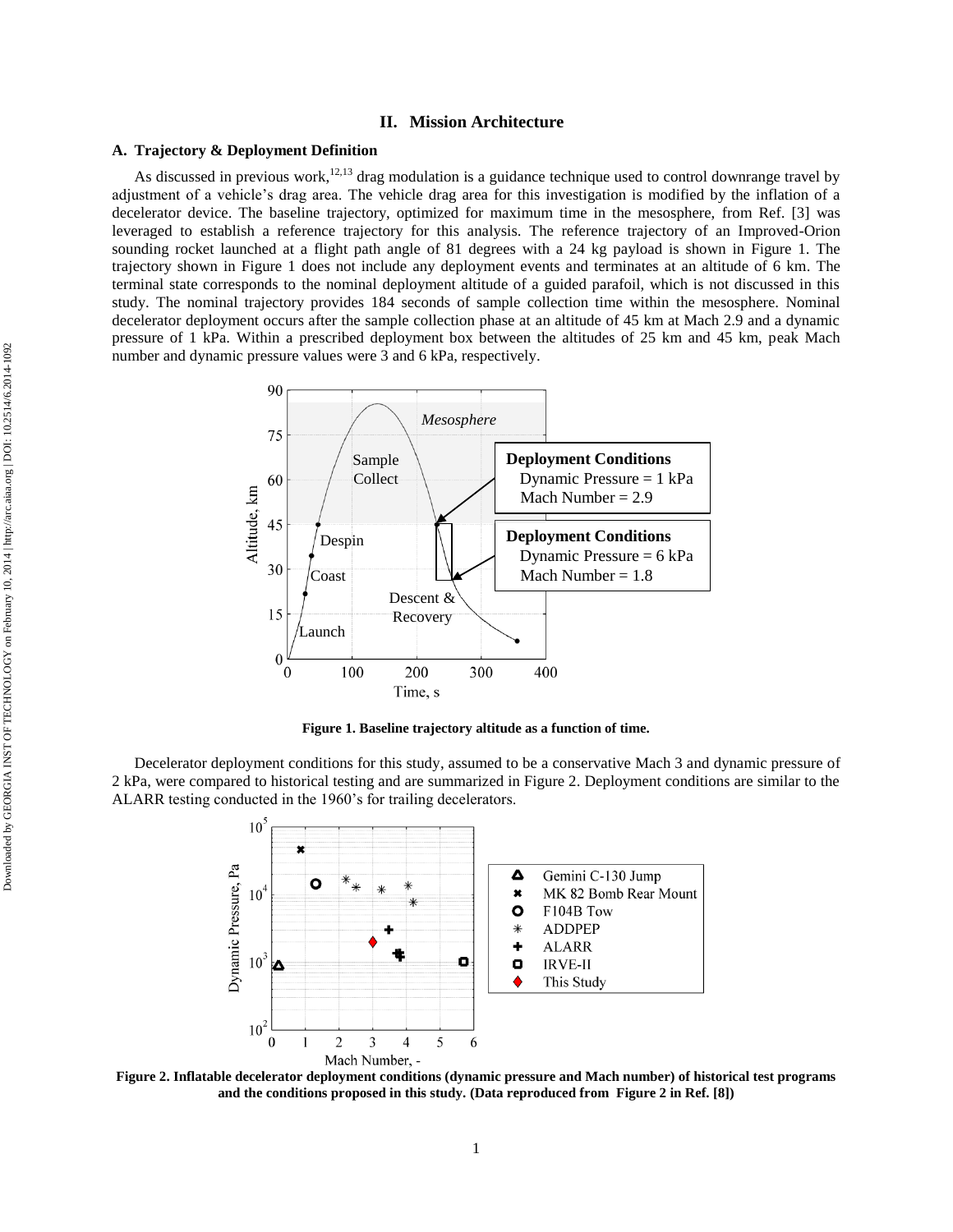## II. Mission Architecture

### A. Trajectory & Deployment Definition

As discussed in previous work,[12,13] drag modulation is a guidance technique used to control downrange travel by adjustment of a vehicle's drag area. The vehicle drag area for this investigation is modified by the inflation of a decelerator device. The baseline trajectory, optimized for maximum time in the mesosphere, from Ref. [3] was leveraged to establish a reference trajectory for this analysis. The reference trajectory of an Improved-Orion sounding rocket launched at a flight path angle of 81 degrees with a 24 kg payload is shown in Figure 1. The trajectory shown in Figure 1 does not include any deployment events and terminates at an altitude of 6 km. The terminal state corresponds to the nominal deployment altitude of a guided parafoil, which is not discussed in this study. The nominal trajectory provides 184 seconds of sample collection time within the mesosphere. Nominal decelerator deployment occurs after the sample collection phase at an altitude of 45 km at Mach 2.9 and a dynamic pressure of 1 kPa. Within a prescribed deployment box between the altitudes of 25 km and 45 km, peak Mach number and dynamic pressure values were 3 and 6 kPa, respectively.

**Figure 1. Baseline trajectory altitude as a function of time.**

Decelerator deployment conditions for this study, assumed to be a conservative Mach 3 and dynamic pressure of 2 kPa, were compared to historical testing and are summarized in Figure 2. Deployment conditions are similar to the ALARR testing conducted in the 1960's for trailing decelerators.

**Figure 2. Inflatable decelerator deployment conditions (dynamic pressure and Mach number) of historical test programs and the conditions proposed in this study. (Data reproduced from Figure 2 in Ref. [8])**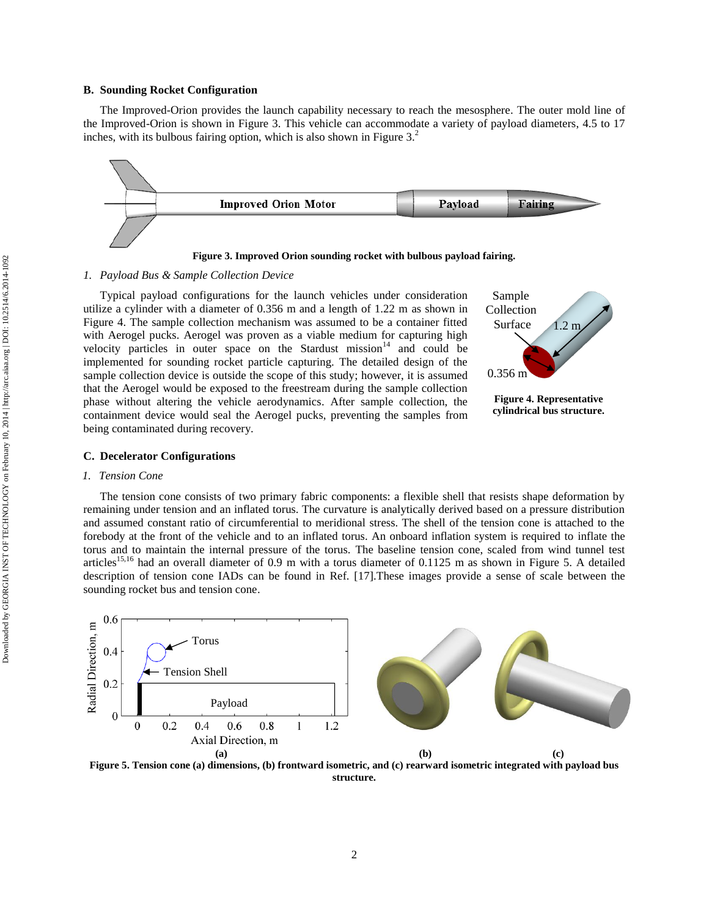### B. Sounding Rocket Configuration

The Improved-Orion provides the launch capability necessary to reach the mesosphere. The outer mold line of the Improved-Orion is shown in Figure 3. This vehicle can accommodate a variety of payload diameters, 4.5 to 17 inches, with its bulbous fairing option, which is also shown in Figure 3.[2]

**Figure 3. Improved Orion sounding rocket with bulbous payload fairing.**

#### *1. Payload Bus & Sample Collection Device*

Typical payload configurations for the launch vehicles under consideration utilize a cylinder with a diameter of 0.356 m and a length of 1.22 m as shown in Figure 4. The sample collection mechanism was assumed to be a container fitted with Aerogel pucks. Aerogel was proven as a viable medium for capturing high velocity particles in outer space on the Stardust mission[14] and could be implemented for sounding rocket particle capturing. The detailed design of the sample collection device is outside the scope of this study; however, it is assumed that the Aerogel would be exposed to the freestream during the sample collection phase without altering the vehicle aerodynamics. After sample collection, the containment device would seal the Aerogel pucks, preventing the samples from being contaminated during recovery.

**Figure 4. Representative cylindrical bus structure.**

### C. Decelerator Configurations

#### *1. Tension Cone*

The tension cone consists of two primary fabric components: a flexible shell that resists shape deformation by remaining under tension and an inflated torus. The curvature is analytically derived based on a pressure distribution and assumed constant ratio of circumferential to meridional stress. The shell of the tension cone is attached to the forebody at the front of the vehicle and to an inflated torus. An onboard inflation system is required to inflate the torus and to maintain the internal pressure of the torus. The baseline tension cone, scaled from wind tunnel test articles[15,16] had an overall diameter of 0.9 m with a torus diameter of 0.1125 m as shown in Figure 5. A detailed description of tension cone IADs can be found in Ref. [17].These images provide a sense of scale between the sounding rocket bus and tension cone.

**Figure 5. Tension cone (a) dimensions, (b) frontward isometric, and (c) rearward isometric integrated with payload bus structure.**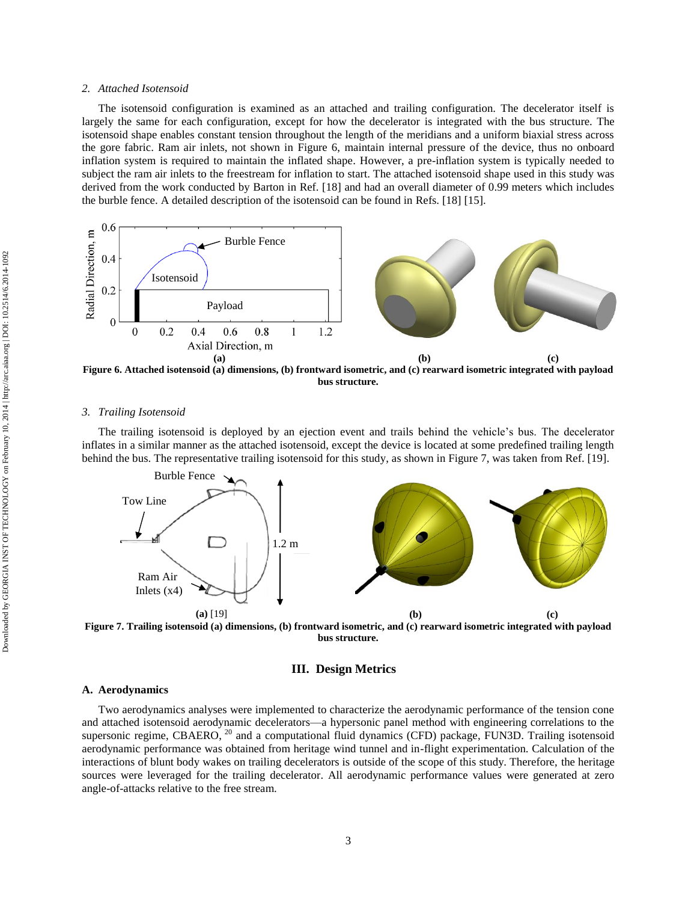### 2. *Attached Isotensoid*

The isotensoid configuration is examined as an attached and trailing configuration. The decelerator itself is largely the same for each configuration, except for how the decelerator is integrated with the bus structure. The isotensoid shape enables constant tension throughout the length of the meridians and a uniform biaxial stress across the gore fabric. Ram air inlets, not shown in Figure 6, maintain internal pressure of the device, thus no onboard inflation system is required to maintain the inflated shape. However, a pre-inflation system is typically needed to subject the ram air inlets to the freestream for inflation to start. The attached isotensoid shape used in this study was derived from the work conducted by Barton in Ref. [18] and had an overall diameter of 0.99 meters which includes the burble fence. A detailed description of the isotensoid can be found in Refs. [18] [15].

**Figure 6. Attached isotensoid (a) dimensions, (b) frontward isometric, and (c) rearward isometric integrated with payload bus structure.**

### 3. *Trailing Isotensoid*

The trailing isotensoid is deployed by an ejection event and trails behind the vehicle's bus. The decelerator inflates in a similar manner as the attached isotensoid, except the device is located at some predefined trailing length behind the bus. The representative trailing isotensoid for this study, as shown in Figure 7, was taken from Ref. [19].

**Figure 7. Trailing isotensoid (a) dimensions, (b) frontward isometric, and (c) rearward isometric integrated with payload bus structure.**

## III. Design Metrics

### A. Aerodynamics

Two aerodynamics analyses were implemented to characterize the aerodynamic performance of the tension cone and attached isotensoid aerodynamic decelerators—a hypersonic panel method with engineering correlations to the supersonic regime, CBAERO,[20] and a computational fluid dynamics (CFD) package, FUN3D. Trailing isotensoid aerodynamic performance was obtained from heritage wind tunnel and in-flight experimentation. Calculation of the interactions of blunt body wakes on trailing decelerators is outside of the scope of this study. Therefore, the heritage sources were leveraged for the trailing decelerator. All aerodynamic performance values were generated at zero angle-of-attacks relative to the free stream.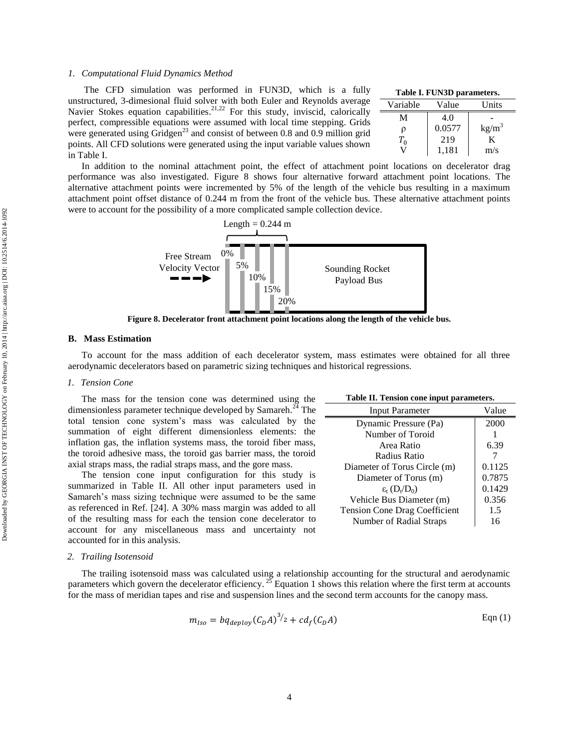*1. Computational Fluid Dynamics Method*

The CFD simulation was performed in FUN3D, which is a fully unstructured, 3-dimesional fluid solver with both Euler and Reynolds average Navier Stokes equation capabilities.[21,22] For this study, inviscid, calorically perfect, compressible equations were assumed with local time stepping. Grids were generated using Gridgen[23] and consist of between 0.8 and 0.9 million grid points. All CFD solutions were generated using the input variable values shown in Table I.

**Table I. FUN3D parameters.**

| Variable | Value | Units |
|---|---|---|
| M | 4.0 | - |
| ρ | 0.0577 | kg/m$^3$ |
| $T_0$ | 219 | K |
| V | 1,181 | m/s |

In addition to the nominal attachment point, the effect of attachment point locations on decelerator drag performance was also investigated. Figure 8 shows four alternative forward attachment point locations. The alternative attachment points were incremented by 5% of the length of the vehicle bus resulting in a maximum attachment point offset distance of 0.244 m from the front of the vehicle bus. These alternative attachment points were to account for the possibility of a more complicated sample collection device.

**Figure 8. Decelerator front attachment point locations along the length of the vehicle bus.**

## B. Mass Estimation

To account for the mass addition of each decelerator system, mass estimates were obtained for all three aerodynamic decelerators based on parametric sizing techniques and historical regressions.

*1. Tension Cone*

The mass for the tension cone was determined using the dimensionless parameter technique developed by Samareh.[24] The total tension cone system's mass was calculated by the summation of eight different dimensionless elements: the inflation gas, the inflation systems mass, the toroid fiber mass, the toroid adhesive mass, the toroid gas barrier mass, the toroid axial straps mass, the radial straps mass, and the gore mass.

The tension cone input configuration for this study is summarized in Table II. All other input parameters used in Samareh's mass sizing technique were assumed to be the same as referenced in Ref. [24]. A 30% mass margin was added to all of the resulting mass for each the tension cone decelerator to account for any miscellaneous mass and uncertainty not accounted for in this analysis.

**Table II. Tension cone input parameters.**

| Input Parameter | Value |
|---|---|
| Dynamic Pressure (Pa) | 2000 |
| Number of Toroid | 1 |
| Area Ratio | 6.39 |
| Radius Ratio | 7 |
| Diameter of Torus Circle (m) | 0.1125 |
| Diameter of Torus (m) | 0.7875 |
| $\varepsilon_t$ ($D_t/D_0$) | 0.1429 |
| Vehicle Bus Diameter (m) | 0.356 |
| Tension Cone Drag Coefficient | 1.5 |
| Number of Radial Straps | 16 |

*2. Trailing Isotensoid*

The trailing isotensoid mass was calculated using a relationship accounting for the structural and aerodynamic parameters which govern the decelerator efficiency.[25] Equation 1 shows this relation where the first term at accounts for the mass of meridian tapes and rise and suspension lines and the second term accounts for the canopy mass.

$$m_{Iso} = bq_{deploy}(C_D A)^{3/2} + cd_f(C_D A) \qquad \text{Eqn (1)}$$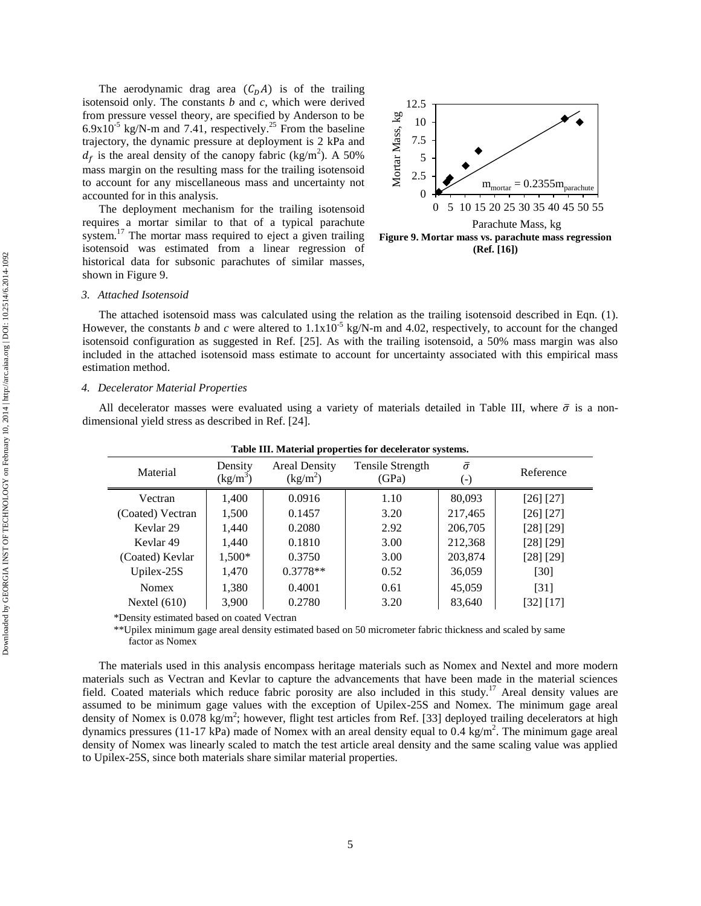The aerodynamic drag area ($C_D A$) is of the trailing isotensoid only. The constants $b$ and $c$, which were derived from pressure vessel theory, are specified by Anderson to be $6.9\times10^{-5}$ kg/N-m and 7.41, respectively.[25] From the baseline trajectory, the dynamic pressure at deployment is 2 kPa and $d_f$ is the areal density of the canopy fabric (kg/m$^2$). A 50% mass margin on the resulting mass for the trailing isotensoid to account for any miscellaneous mass and uncertainty not accounted for in this analysis.

The deployment mechanism for the trailing isotensoid requires a mortar similar to that of a typical parachute system.[17] The mortar mass required to eject a given trailing isotensoid was estimated from a linear regression of historical data for subsonic parachutes of similar masses, shown in Figure 9.

**Figure 9. Mortar mass vs. parachute mass regression (Ref. [16])**

### 3. Attached Isotensoid

The attached isotensoid mass was calculated using the relation as the trailing isotensoid described in Eqn. (1). However, the constants $b$ and $c$ were altered to $1.1\times10^{-5}$ kg/N-m and 4.02, respectively, to account for the changed isotensoid configuration as suggested in Ref. [25]. As with the trailing isotensoid, a 50% mass margin was also included in the attached isotensoid mass estimate to account for uncertainty associated with this empirical mass estimation method.

### 4. Decelerator Material Properties

All decelerator masses were evaluated using a variety of materials detailed in Table III, where $\bar{\sigma}$ is a non-dimensional yield stress as described in Ref. [24].

**Table III. Material properties for decelerator systems.**

| Material | Density (kg/m$^3$) | Areal Density (kg/m$^2$) | Tensile Strength (GPa) | $\bar{\sigma}$ (-) | Reference |
|---|---|---|---|---|---|
| Vectran | 1,400 | 0.0916 | 1.10 | 80,093 | [26] [27] |
| (Coated) Vectran | 1,500 | 0.1457 | 3.20 | 217,465 | [26] [27] |
| Kevlar 29 | 1,440 | 0.2080 | 2.92 | 206,705 | [28] [29] |
| Kevlar 49 | 1,440 | 0.1810 | 3.00 | 212,368 | [28] [29] |
| (Coated) Kevlar | 1,500* | 0.3750 | 3.00 | 203,874 | [28] [29] |
| Upilex-25S | 1,470 | 0.3778** | 0.52 | 36,059 | [30] |
| Nomex | 1,380 | 0.4001 | 0.61 | 45,059 | [31] |
| Nextel (610) | 3,900 | 0.2780 | 3.20 | 83,640 | [32] [17] |

*Density estimated based on coated Vectran

**Upilex minimum gage areal density estimated based on 50 micrometer fabric thickness and scaled by same factor as Nomex

The materials used in this analysis encompass heritage materials such as Nomex and Nextel and more modern materials such as Vectran and Kevlar to capture the advancements that have been made in the material sciences field. Coated materials which reduce fabric porosity are also included in this study.[17] Areal density values are assumed to be minimum gage values with the exception of Upilex-25S and Nomex. The minimum gage areal density of Nomex is 0.078 kg/m$^2$; however, flight test articles from Ref. [33] deployed trailing decelerators at high dynamics pressures (11-17 kPa) made of Nomex with an areal density equal to 0.4 kg/m$^2$. The minimum gage areal density of Nomex was linearly scaled to match the test article areal density and the same scaling value was applied to Upilex-25S, since both materials share similar material properties.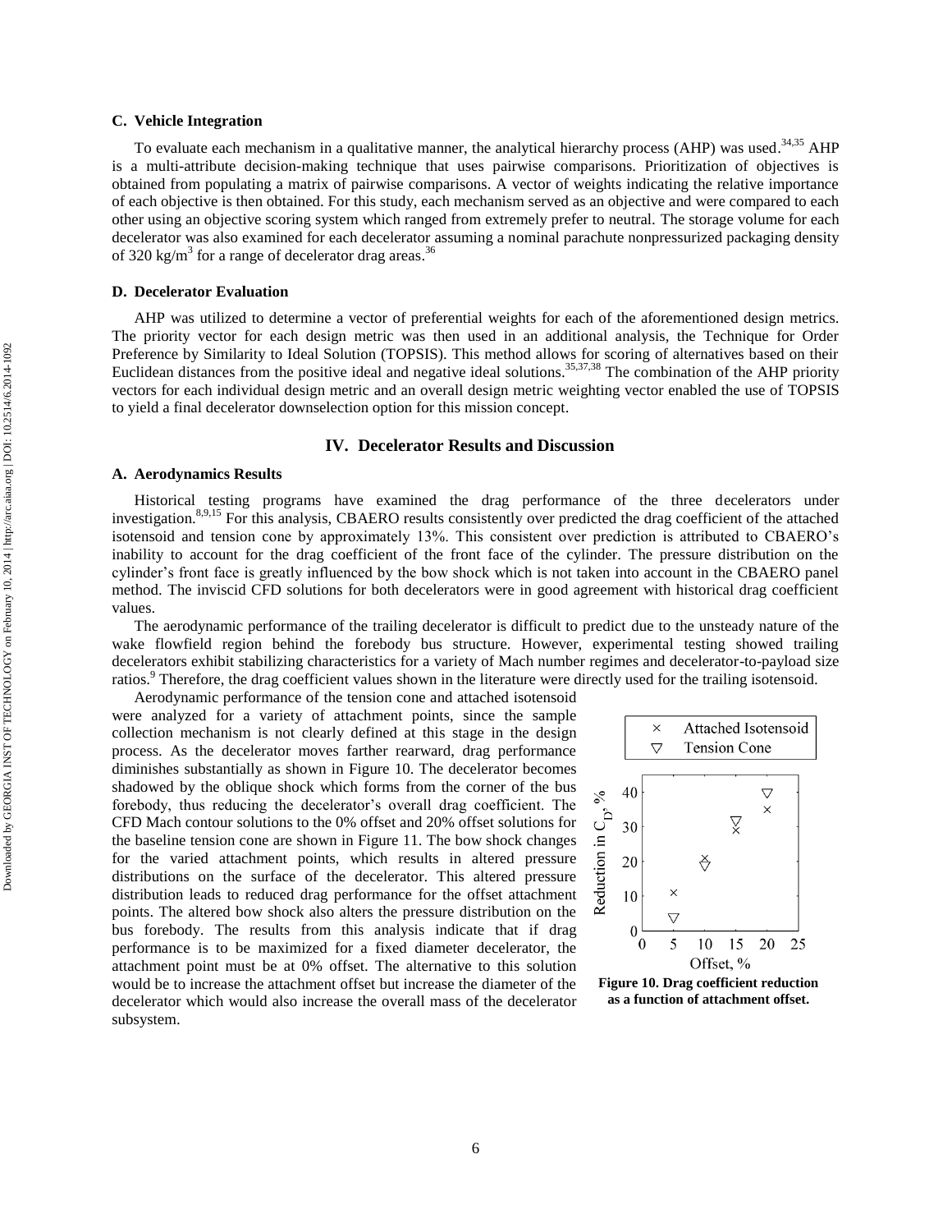### C. Vehicle Integration

To evaluate each mechanism in a qualitative manner, the analytical hierarchy process (AHP) was used.[34,35] AHP is a multi-attribute decision-making technique that uses pairwise comparisons. Prioritization of objectives is obtained from populating a matrix of pairwise comparisons. A vector of weights indicating the relative importance of each objective is then obtained. For this study, each mechanism served as an objective and were compared to each other using an objective scoring system which ranged from extremely prefer to neutral. The storage volume for each decelerator was also examined for each decelerator assuming a nominal parachute nonpressurized packaging density of 320 kg/m$^3$ for a range of decelerator drag areas.[36]

### D. Decelerator Evaluation

AHP was utilized to determine a vector of preferential weights for each of the aforementioned design metrics. The priority vector for each design metric was then used in an additional analysis, the Technique for Order Preference by Similarity to Ideal Solution (TOPSIS). This method allows for scoring of alternatives based on their Euclidean distances from the positive ideal and negative ideal solutions.[35,37,38] The combination of the AHP priority vectors for each individual design metric and an overall design metric weighting vector enabled the use of TOPSIS to yield a final decelerator downselection option for this mission concept.

## IV. Decelerator Results and Discussion

### A. Aerodynamics Results

Historical testing programs have examined the drag performance of the three decelerators under investigation.[8,9,15] For this analysis, CBAERO results consistently over predicted the drag coefficient of the attached isotensoid and tension cone by approximately 13%. This consistent over prediction is attributed to CBAERO's inability to account for the drag coefficient of the front face of the cylinder. The pressure distribution on the cylinder's front face is greatly influenced by the bow shock which is not taken into account in the CBAERO panel method. The inviscid CFD solutions for both decelerators were in good agreement with historical drag coefficient values.

The aerodynamic performance of the trailing decelerator is difficult to predict due to the unsteady nature of the wake flowfield region behind the forebody bus structure. However, experimental testing showed trailing decelerators exhibit stabilizing characteristics for a variety of Mach number regimes and decelerator-to-payload size ratios.[9] Therefore, the drag coefficient values shown in the literature were directly used for the trailing isotensoid.

Aerodynamic performance of the tension cone and attached isotensoid were analyzed for a variety of attachment points, since the sample collection mechanism is not clearly defined at this stage in the design process. As the decelerator moves farther rearward, drag performance diminishes substantially as shown in Figure 10. The decelerator becomes shadowed by the oblique shock which forms from the corner of the bus forebody, thus reducing the decelerator's overall drag coefficient. The CFD Mach contour solutions to the 0% offset and 20% offset solutions for the baseline tension cone are shown in Figure 11. The bow shock changes for the varied attachment points, which results in altered pressure distributions on the surface of the decelerator. This altered pressure distribution leads to reduced drag performance for the offset attachment points. The altered bow shock also alters the pressure distribution on the bus forebody. The results from this analysis indicate that if drag performance is to be maximized for a fixed diameter decelerator, the attachment point must be at 0% offset. The alternative to this solution would be to increase the attachment offset but increase the diameter of the decelerator which would also increase the overall mass of the decelerator subsystem.

**Figure 10. Drag coefficient reduction as a function of attachment offset.**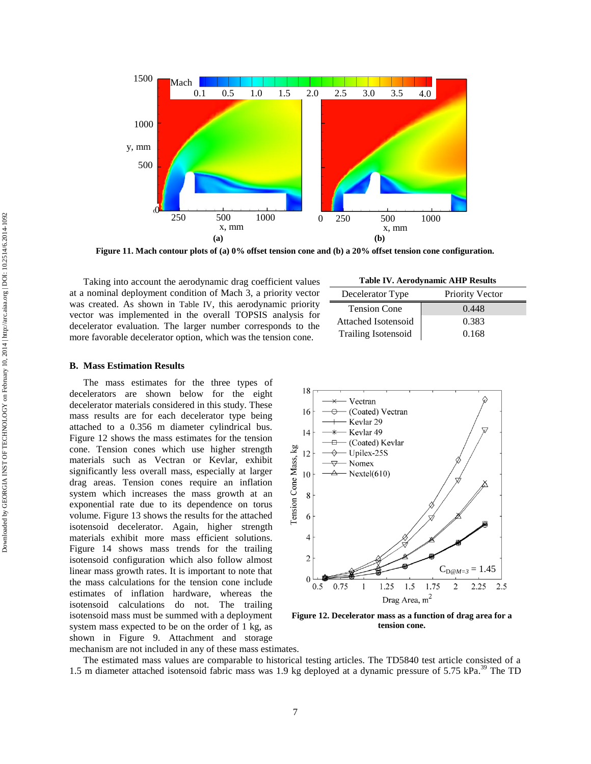Figure 11. Mach contour plots of (a) 0% offset tension cone and (b) a 20% offset tension cone configuration.

Taking into account the aerodynamic drag coefficient values at a nominal deployment condition of Mach 3, a priority vector was created. As shown in Table IV, this aerodynamic priority vector was implemented in the overall TOPSIS analysis for decelerator evaluation. The larger number corresponds to the more favorable decelerator option, which was the tension cone.

**Table IV. Aerodynamic AHP Results**

| Decelerator Type | Priority Vector |
|---|---|
| Tension Cone | 0.448 |
| Attached Isotensoid | 0.383 |
| Trailing Isotensoid | 0.168 |

### B. Mass Estimation Results

The mass estimates for the three types of decelerators are shown below for the eight decelerator materials considered in this study. These mass results are for each decelerator type being attached to a 0.356 m diameter cylindrical bus. Figure 12 shows the mass estimates for the tension cone. Tension cones which use higher strength materials such as Vectran or Kevlar, exhibit significantly less overall mass, especially at larger drag areas. Tension cones require an inflation system which increases the mass growth at an exponential rate due to its dependence on torus volume. Figure 13 shows the results for the attached isotensoid decelerator. Again, higher strength materials exhibit more mass efficient solutions. Figure 14 shows mass trends for the trailing isotensoid configuration which also follow almost linear mass growth rates. It is important to note that the mass calculations for the tension cone include estimates of inflation hardware, whereas the isotensoid calculations do not. The trailing isotensoid mass must be summed with a deployment system mass expected to be on the order of 1 kg, as shown in Figure 9. Attachment and storage mechanism are not included in any of these mass estimates.

Figure 12. Decelerator mass as a function of drag area for a tension cone.

The estimated mass values are comparable to historical testing articles. The TD5840 test article consisted of a 1.5 m diameter attached isotensoid fabric mass was 1.9 kg deployed at a dynamic pressure of 5.75 kPa.[39] The TD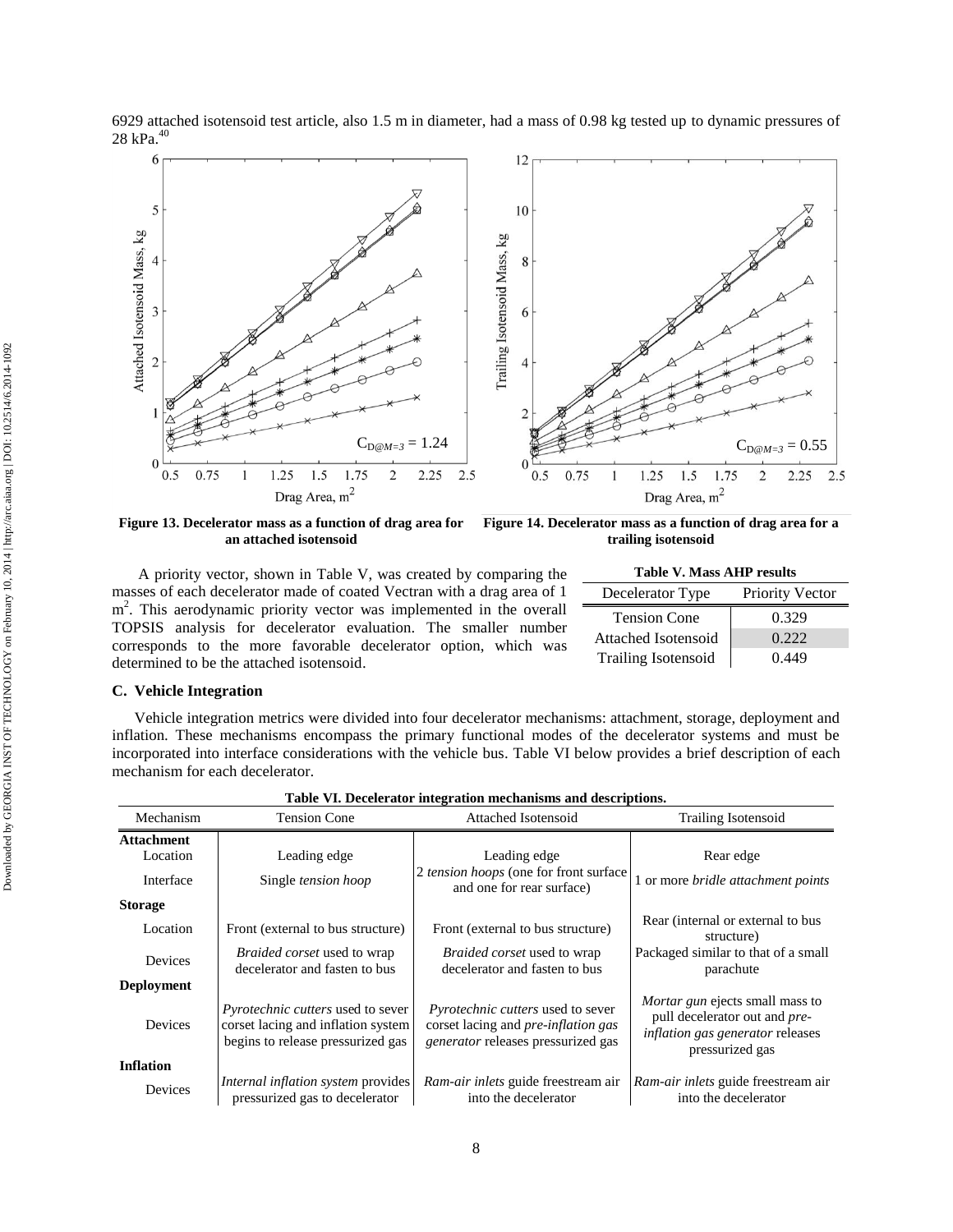6929 attached isotensoid test article, also 1.5 m in diameter, had a mass of 0.98 kg tested up to dynamic pressures of 28 kPa.[40]

**Figure 13. Decelerator mass as a function of drag area for an attached isotensoid**

**Figure 14. Decelerator mass as a function of drag area for a trailing isotensoid**

A priority vector, shown in Table V, was created by comparing the masses of each decelerator made of coated Vectran with a drag area of 1 $m^2$. This aerodynamic priority vector was implemented in the overall TOPSIS analysis for decelerator evaluation. The smaller number corresponds to the more favorable decelerator option, which was determined to be the attached isotensoid.

**Table V. Mass AHP results**

| Decelerator Type | Priority Vector |
|---|---|
| Tension Cone | 0.329 |
| Attached Isotensoid | 0.222 |
| Trailing Isotensoid | 0.449 |

### C. Vehicle Integration

Vehicle integration metrics were divided into four decelerator mechanisms: attachment, storage, deployment and inflation. These mechanisms encompass the primary functional modes of the decelerator systems and must be incorporated into interface considerations with the vehicle bus. Table VI below provides a brief description of each mechanism for each decelerator.

**Table VI. Decelerator integration mechanisms and descriptions.**

| Mechanism | Tension Cone | Attached Isotensoid | Trailing Isotensoid |
|---|---|---|---|
| **Attachment** | | | |
| Location | Leading edge | Leading edge | Rear edge |
| Interface | Single *tension hoop* | 2 *tension hoops* (one for front surface and one for rear surface) | 1 or more *bridle attachment points* |
| **Storage** | | | |
| Location | Front (external to bus structure) | Front (external to bus structure) | Rear (internal or external to bus structure) |
| Devices | *Braided corset* used to wrap decelerator and fasten to bus | *Braided corset* used to wrap decelerator and fasten to bus | Packaged similar to that of a small parachute |
| **Deployment** | | | |
| Devices | *Pyrotechnic cutters* used to sever corset lacing and inflation system begins to release pressurized gas | *Pyrotechnic cutters* used to sever corset lacing and *pre-inflation gas generator* releases pressurized gas | *Mortar gun* ejects small mass to pull decelerator out and *pre-inflation gas generator* releases pressurized gas |
| **Inflation** | | | |
| Devices | *Internal inflation system* provides pressurized gas to decelerator | *Ram-air inlets* guide freestream air into the decelerator | *Ram-air inlets* guide freestream air into the decelerator |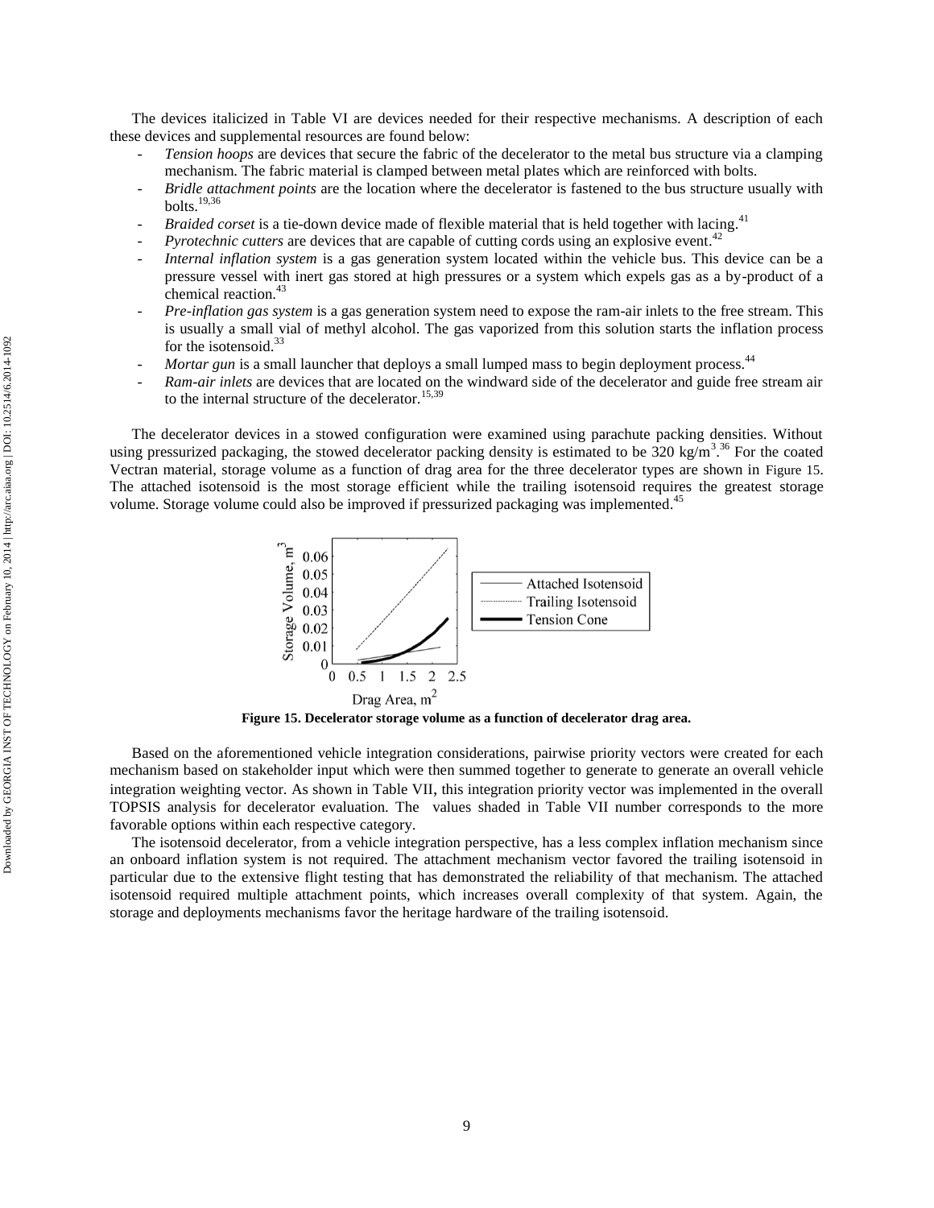The devices italicized in Table VI are devices needed for their respective mechanisms. A description of each these devices and supplemental resources are found below:

- *Tension hoops* are devices that secure the fabric of the decelerator to the metal bus structure via a clamping mechanism. The fabric material is clamped between metal plates which are reinforced with bolts.
- *Bridle attachment points* are the location where the decelerator is fastened to the bus structure usually with bolts.[19,36]
- *Braided corset* is a tie-down device made of flexible material that is held together with lacing.[41]
- *Pyrotechnic cutters* are devices that are capable of cutting cords using an explosive event.[42]
- *Internal inflation system* is a gas generation system located within the vehicle bus. This device can be a pressure vessel with inert gas stored at high pressures or a system which expels gas as a by-product of a chemical reaction.[43]
- *Pre-inflation gas system* is a gas generation system need to expose the ram-air inlets to the free stream. This is usually a small vial of methyl alcohol. The gas vaporized from this solution starts the inflation process for the isotensoid.[33]
- *Mortar gun* is a small launcher that deploys a small lumped mass to begin deployment process.[44]
- *Ram-air inlets* are devices that are located on the windward side of the decelerator and guide free stream air to the internal structure of the decelerator.[15,39]

The decelerator devices in a stowed configuration were examined using parachute packing densities. Without using pressurized packaging, the stowed decelerator packing density is estimated to be 320 kg/m$^3$.[36] For the coated Vectran material, storage volume as a function of drag area for the three decelerator types are shown in Figure 15. The attached isotensoid is the most storage efficient while the trailing isotensoid requires the greatest storage volume. Storage volume could also be improved if pressurized packaging was implemented.[45]

**Figure 15. Decelerator storage volume as a function of decelerator drag area.**

Based on the aforementioned vehicle integration considerations, pairwise priority vectors were created for each mechanism based on stakeholder input which were then summed together to generate to generate an overall vehicle integration weighting vector. As shown in Table VII, this integration priority vector was implemented in the overall TOPSIS analysis for decelerator evaluation. The values shaded in Table VII number corresponds to the more favorable options within each respective category.

The isotensoid decelerator, from a vehicle integration perspective, has a less complex inflation mechanism since an onboard inflation system is not required. The attachment mechanism vector favored the trailing isotensoid in particular due to the extensive flight testing that has demonstrated the reliability of that mechanism. The attached isotensoid required multiple attachment points, which increases overall complexity of that system. Again, the storage and deployments mechanisms favor the heritage hardware of the trailing isotensoid.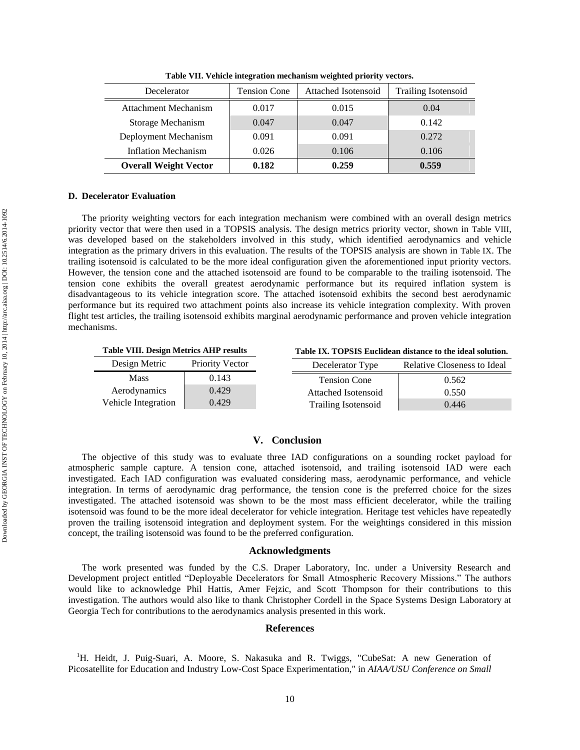Table VII. Vehicle integration mechanism weighted priority vectors.

| Decelerator | Tension Cone | Attached Isotensoid | Trailing Isotensoid |
|---|---|---|---|
| Attachment Mechanism | 0.017 | 0.015 | 0.04 |
| Storage Mechanism | 0.047 | 0.047 | 0.142 |
| Deployment Mechanism | 0.091 | 0.091 | 0.272 |
| Inflation Mechanism | 0.026 | 0.106 | 0.106 |
| **Overall Weight Vector** | **0.182** | **0.259** | **0.559** |

### D. Decelerator Evaluation

The priority weighting vectors for each integration mechanism were combined with an overall design metrics priority vector that were then used in a TOPSIS analysis. The design metrics priority vector, shown in Table VIII, was developed based on the stakeholders involved in this study, which identified aerodynamics and vehicle integration as the primary drivers in this evaluation. The results of the TOPSIS analysis are shown in Table IX. The trailing isotensoid is calculated to be the more ideal configuration given the aforementioned input priority vectors. However, the tension cone and the attached isotensoid are found to be comparable to the trailing isotensoid. The tension cone exhibits the overall greatest aerodynamic performance but its required inflation system is disadvantageous to its vehicle integration score. The attached isotensoid exhibits the second best aerodynamic performance but its required two attachment points also increase its vehicle integration complexity. With proven flight test articles, the trailing isotensoid exhibits marginal aerodynamic performance and proven vehicle integration mechanisms.

Table VIII. Design Metrics AHP results

| Design Metric | Priority Vector |
|---|---|
| Mass | 0.143 |
| Aerodynamics | 0.429 |
| Vehicle Integration | 0.429 |

Table IX. TOPSIS Euclidean distance to the ideal solution.

| Decelerator Type | Relative Closeness to Ideal |
|---|---|
| Tension Cone | 0.562 |
| Attached Isotensoid | 0.550 |
| Trailing Isotensoid | 0.446 |

## V. Conclusion

The objective of this study was to evaluate three IAD configurations on a sounding rocket payload for atmospheric sample capture. A tension cone, attached isotensoid, and trailing isotensoid IAD were each investigated. Each IAD configuration was evaluated considering mass, aerodynamic performance, and vehicle integration. In terms of aerodynamic drag performance, the tension cone is the preferred choice for the sizes investigated. The attached isotensoid was shown to be the most mass efficient decelerator, while the trailing isotensoid was found to be the more ideal decelerator for vehicle integration. Heritage test vehicles have repeatedly proven the trailing isotensoid integration and deployment system. For the weightings considered in this mission concept, the trailing isotensoid was found to be the preferred configuration.

## Acknowledgments

The work presented was funded by the C.S. Draper Laboratory, Inc. under a University Research and Development project entitled "Deployable Decelerators for Small Atmospheric Recovery Missions." The authors would like to acknowledge Phil Hattis, Amer Fejzic, and Scott Thompson for their contributions to this investigation. The authors would also like to thank Christopher Cordell in the Space Systems Design Laboratory at Georgia Tech for contributions to the aerodynamics analysis presented in this work.

## References

[1]H. Heidt, J. Puig-Suari, A. Moore, S. Nakasuka and R. Twiggs, "CubeSat: A new Generation of Picosatellite for Education and Industry Low-Cost Space Experimentation," in *AIAA/USU Conference on Small*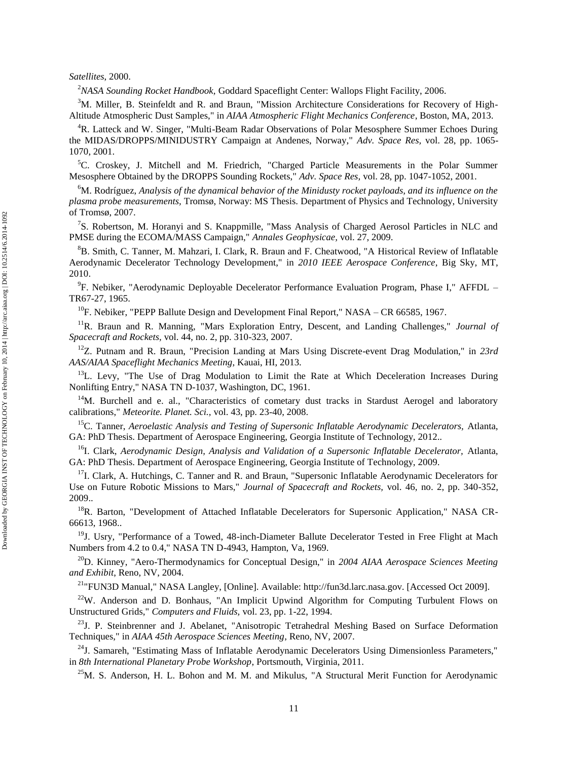*Satellites*, 2000.

[2]*NASA Sounding Rocket Handbook,* Goddard Spaceflight Center: Wallops Flight Facility, 2006.

[3]M. Miller, B. Steinfeldt and R. and Braun, "Mission Architecture Considerations for Recovery of High-Altitude Atmospheric Dust Samples," in *AIAA Atmospheric Flight Mechanics Conference*, Boston, MA, 2013.

[4]R. Latteck and W. Singer, "Multi-Beam Radar Observations of Polar Mesosphere Summer Echoes During the MIDAS/DROPPS/MINIDUSTRY Campaign at Andenes, Norway," *Adv. Space Res,* vol. 28, pp. 1065-1070, 2001.

[5]C. Croskey, J. Mitchell and M. Friedrich, "Charged Particle Measurements in the Polar Summer Mesosphere Obtained by the DROPPS Sounding Rockets," *Adv. Space Res,* vol. 28, pp. 1047-1052, 2001.

[6]M. Rodríguez, *Analysis of the dynamical behavior of the Minidusty rocket payloads, and its influence on the plasma probe measurements,* Tromsø, Norway: MS Thesis. Department of Physics and Technology, University of Tromsø, 2007.

[7]S. Robertson, M. Horanyi and S. Knappmille, "Mass Analysis of Charged Aerosol Particles in NLC and PMSE during the ECOMA/MASS Campaign," *Annales Geophysicae,* vol. 27, 2009.

[8]B. Smith, C. Tanner, M. Mahzari, I. Clark, R. Braun and F. Cheatwood, "A Historical Review of Inflatable Aerodynamic Decelerator Technology Development," in *2010 IEEE Aerospace Conference*, Big Sky, MT, 2010.

[9]F. Nebiker, "Aerodynamic Deployable Decelerator Performance Evaluation Program, Phase I," AFFDL – TR67-27, 1965.

[10]F. Nebiker, "PEPP Ballute Design and Development Final Report," NASA – CR 66585, 1967.

[11]R. Braun and R. Manning, "Mars Exploration Entry, Descent, and Landing Challenges," *Journal of Spacecraft and Rockets,* vol. 44, no. 2, pp. 310-323, 2007.

[12]Z. Putnam and R. Braun, "Precision Landing at Mars Using Discrete-event Drag Modulation," in *23rd AAS/AIAA Spaceflight Mechanics Meeting*, Kauai, HI, 2013.

[13]L. Levy, "The Use of Drag Modulation to Limit the Rate at Which Deceleration Increases During Nonlifting Entry," NASA TN D-1037, Washington, DC, 1961.

[14]M. Burchell and e. al., "Characteristics of cometary dust tracks in Stardust Aerogel and laboratory calibrations," *Meteorite. Planet. Sci.,* vol. 43, pp. 23-40, 2008.

[15]C. Tanner, *Aeroelastic Analysis and Testing of Supersonic Inflatable Aerodynamic Decelerators,* Atlanta, GA: PhD Thesis. Department of Aerospace Engineering, Georgia Institute of Technology, 2012..

[16]I. Clark, *Aerodynamic Design, Analysis and Validation of a Supersonic Inflatable Decelerator,* Atlanta, GA: PhD Thesis. Department of Aerospace Engineering, Georgia Institute of Technology, 2009.

[17]I. Clark, A. Hutchings, C. Tanner and R. and Braun, "Supersonic Inflatable Aerodynamic Decelerators for Use on Future Robotic Missions to Mars," *Journal of Spacecraft and Rockets,* vol. 46, no. 2, pp. 340-352, 2009..

[18]R. Barton, "Development of Attached Inflatable Decelerators for Supersonic Application," NASA CR-66613, 1968..

[19]J. Usry, "Performance of a Towed, 48-inch-Diameter Ballute Decelerator Tested in Free Flight at Mach Numbers from 4.2 to 0.4," NASA TN D-4943, Hampton, Va, 1969.

[20]D. Kinney, "Aero-Thermodynamics for Conceptual Design," in *2004 AIAA Aerospace Sciences Meeting and Exhibit*, Reno, NV, 2004.

[21]"FUN3D Manual," NASA Langley, [Online]. Available: http://fun3d.larc.nasa.gov. [Accessed Oct 2009].

[22]W. Anderson and D. Bonhaus, "An Implicit Upwind Algorithm for Computing Turbulent Flows on Unstructured Grids," *Computers and Fluids,* vol. 23, pp. 1-22, 1994.

[23]J. P. Steinbrenner and J. Abelanet, "Anisotropic Tetrahedral Meshing Based on Surface Deformation Techniques," in *AIAA 45th Aerospace Sciences Meeting*, Reno, NV, 2007.

[24]J. Samareh, "Estimating Mass of Inflatable Aerodynamic Decelerators Using Dimensionless Parameters," in *8th International Planetary Probe Workshop*, Portsmouth, Virginia, 2011.

[25]M. S. Anderson, H. L. Bohon and M. M. and Mikulus, "A Structural Merit Function for Aerodynamic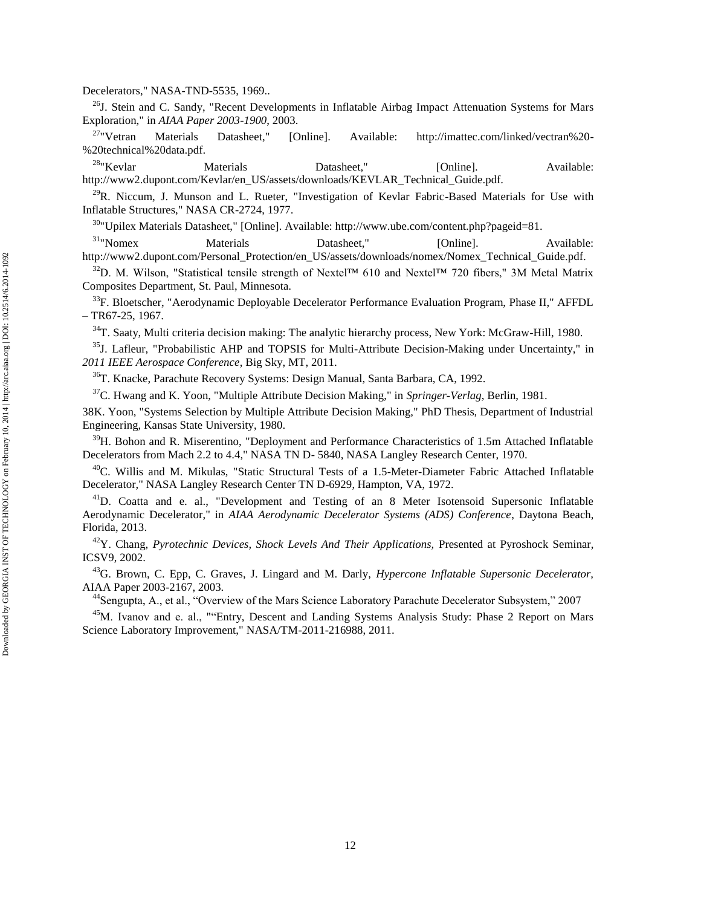Decelerators," NASA-TND-5535, 1969..

[26]J. Stein and C. Sandy, "Recent Developments in Inflatable Airbag Impact Attenuation Systems for Mars Exploration," in *AIAA Paper 2003-1900*, 2003.

[27]"Vetran Materials Datasheet," [Online]. Available: http://imattec.com/linked/vectran%20-%20technical%20data.pdf.

[28]"Kevlar Materials Datasheet," [Online]. Available: http://www2.dupont.com/Kevlar/en_US/assets/downloads/KEVLAR_Technical_Guide.pdf.

[29]R. Niccum, J. Munson and L. Rueter, "Investigation of Kevlar Fabric-Based Materials for Use with Inflatable Structures," NASA CR-2724, 1977.

[30]"Upilex Materials Datasheet," [Online]. Available: http://www.ube.com/content.php?pageid=81.

[31]"Nomex Materials Datasheet," [Online]. Available: http://www2.dupont.com/Personal_Protection/en_US/assets/downloads/nomex/Nomex_Technical_Guide.pdf.

[32]D. M. Wilson, "Statistical tensile strength of Nextel™ 610 and Nextel™ 720 fibers," 3M Metal Matrix Composites Department, St. Paul, Minnesota.

[33]F. Bloetscher, "Aerodynamic Deployable Decelerator Performance Evaluation Program, Phase II," AFFDL – TR67-25, 1967.

[34]T. Saaty, Multi criteria decision making: The analytic hierarchy process, New York: McGraw-Hill, 1980.

[35]J. Lafleur, "Probabilistic AHP and TOPSIS for Multi-Attribute Decision-Making under Uncertainty," in *2011 IEEE Aerospace Conference*, Big Sky, MT, 2011.

[36]T. Knacke, Parachute Recovery Systems: Design Manual, Santa Barbara, CA, 1992.

[37]C. Hwang and K. Yoon, "Multiple Attribute Decision Making," in *Springer-Verlag*, Berlin, 1981.

38K. Yoon, "Systems Selection by Multiple Attribute Decision Making," PhD Thesis, Department of Industrial Engineering, Kansas State University, 1980.

[39]H. Bohon and R. Miserentino, "Deployment and Performance Characteristics of 1.5m Attached Inflatable Decelerators from Mach 2.2 to 4.4," NASA TN D- 5840, NASA Langley Research Center, 1970.

[40]C. Willis and M. Mikulas, "Static Structural Tests of a 1.5-Meter-Diameter Fabric Attached Inflatable Decelerator," NASA Langley Research Center TN D-6929, Hampton, VA, 1972.

[41]D. Coatta and e. al., "Development and Testing of an 8 Meter Isotensoid Supersonic Inflatable Aerodynamic Decelerator," in *AIAA Aerodynamic Decelerator Systems (ADS) Conference*, Daytona Beach, Florida, 2013.

[42]Y. Chang, *Pyrotechnic Devices, Shock Levels And Their Applications,* Presented at Pyroshock Seminar, ICSV9, 2002.

[43]G. Brown, C. Epp, C. Graves, J. Lingard and M. Darly, *Hypercone Inflatable Supersonic Decelerator,* AIAA Paper 2003-2167, 2003.

[44]Sengupta, A., et al., "Overview of the Mars Science Laboratory Parachute Decelerator Subsystem," 2007

[45]M. Ivanov and e. al., ""Entry, Descent and Landing Systems Analysis Study: Phase 2 Report on Mars Science Laboratory Improvement," NASA/TM-2011-216988, 2011.